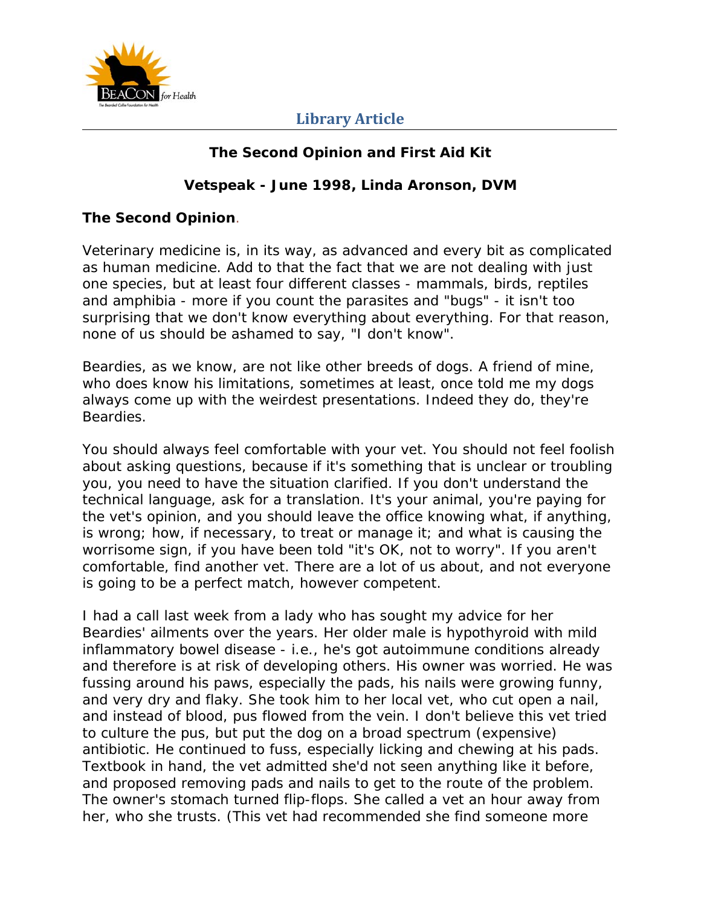## Library Article

### The Second Opinion and First Aid Kit

### Vetspeak - June 1998, Linda Aronson, DVM

**The Second Opinion.**

Veterinary medicine is, in its way, as advanced and every bit as complicated as human medicine. Add to that the fact that we are not dealing with just one species, but at least four different classes - mammals, birds, reptiles and amphibia - more if you count the parasites and "bugs" - it isn't too surprising that we don't know everything about everything. For that reason, none of us should be ashamed to say, "I don't know".

Beardies, as we know, are not like other breeds of dogs. A friend of mine, who does know his limitations, sometimes at least, once told me my dogs always come up with the weirdest presentations. Indeed they do, they're Beardies.

You should always feel comfortable with your vet. You should not feel foolish about asking questions, because if it's something that is unclear or troubling you, you need to have the situation clarified. If you don't understand the technical language, ask for a translation. It's your animal, you're paying for the vet's opinion, and you should leave the office knowing what, if anything, is wrong; how, if necessary, to treat or manage it; and what is causing the worrisome sign, if you have been told "it's OK, not to worry". If you aren't comfortable, find another vet. There are a lot of us about, and not everyone is going to be a perfect match, however competent.

I had a call last week from a lady who has sought my advice for her Beardies' ailments over the years. Her older male is hypothyroid with mild inflammatory bowel disease - i.e., he's got autoimmune conditions already and therefore is at risk of developing others. His owner was worried. He was fussing around his paws, especially the pads, his nails were growing funny, and very dry and flaky. She took him to her local vet, who cut open a nail, and instead of blood, pus flowed from the vein. I don't believe this vet tried to culture the pus, but put the dog on a broad spectrum (expensive) antibiotic. He continued to fuss, especially licking and chewing at his pads. Textbook in hand, the vet admitted she'd not seen anything like it before, and proposed removing pads and nails to get to the route of the problem. The owner's stomach turned flip-flops. She called a vet an hour away from her, who she trusts. (This vet had recommended she find someone more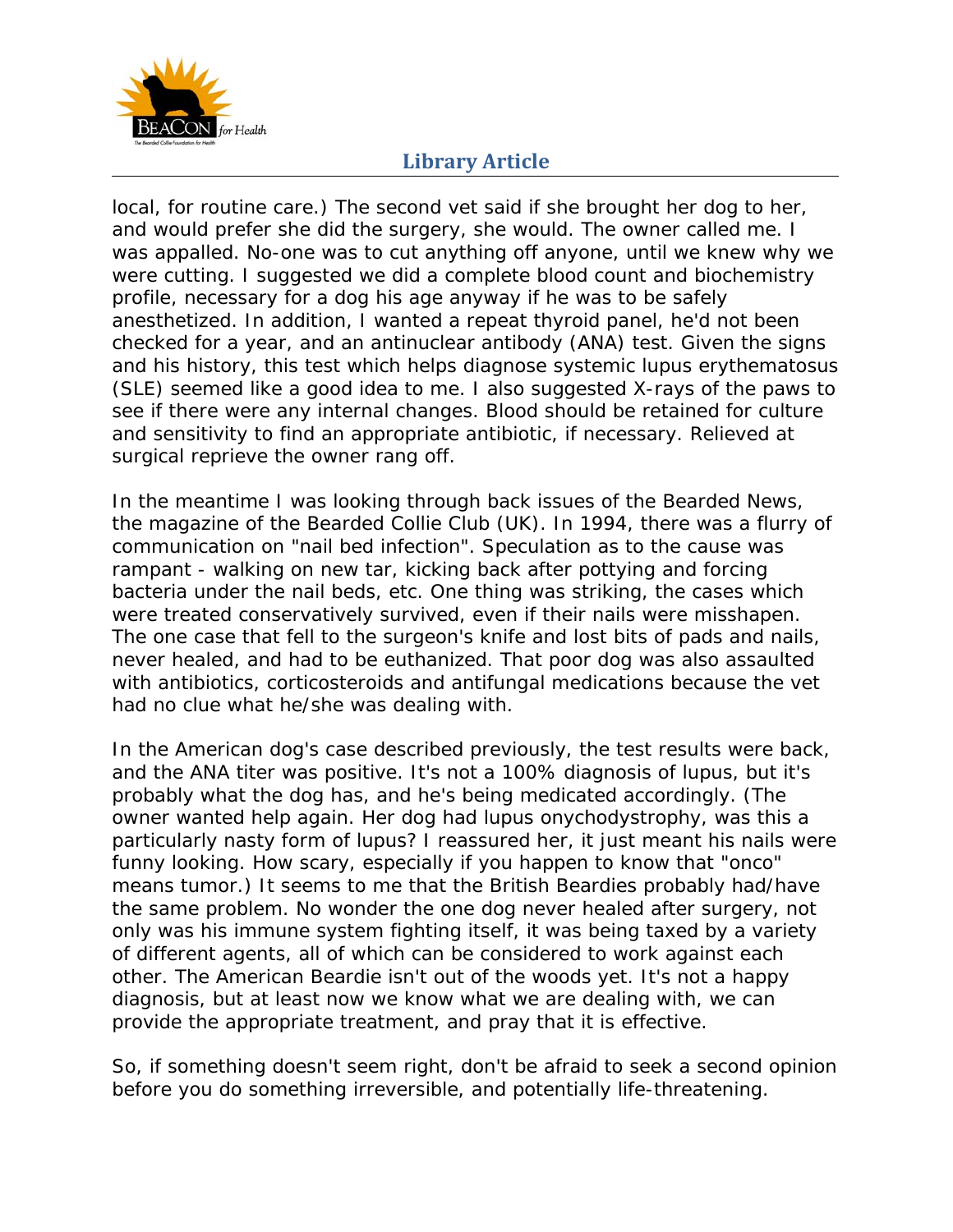local, for routine care.) The second vet said if she brought her dog to her, and would prefer she did the surgery, she would. The owner called me. I was appalled. No-one was to cut anything off anyone, until we knew why we were cutting. I suggested we did a complete blood count and biochemistry profile, necessary for a dog his age anyway if he was to be safely anesthetized. In addition, I wanted a repeat thyroid panel, he'd not been checked for a year, and an antinuclear antibody (ANA) test. Given the signs and his history, this test which helps diagnose systemic lupus erythematosus (SLE) seemed like a good idea to me. I also suggested X-rays of the paws to see if there were any internal changes. Blood should be retained for culture and sensitivity to find an appropriate antibiotic, if necessary. Relieved at surgical reprieve the owner rang off.

In the meantime I was looking through back issues of the Bearded News, the magazine of the Bearded Collie Club (UK). In 1994, there was a flurry of communication on "nail bed infection". Speculation as to the cause was rampant - walking on new tar, kicking back after pottying and forcing bacteria under the nail beds, etc. One thing was striking, the cases which were treated conservatively survived, even if their nails were misshapen. The one case that fell to the surgeon's knife and lost bits of pads and nails, never healed, and had to be euthanized. That poor dog was also assaulted with antibiotics, corticosteroids and antifungal medications because the vet had no clue what he/she was dealing with.

In the American dog's case described previously, the test results were back, and the ANA titer was positive. It's not a 100% diagnosis of lupus, but it's probably what the dog has, and he's being medicated accordingly. (The owner wanted help again. Her dog had lupus onychodystrophy, was this a particularly nasty form of lupus? I reassured her, it just meant his nails were funny looking. How scary, especially if you happen to know that "onco" means tumor.) It seems to me that the British Beardies probably had/have the same problem. No wonder the one dog never healed after surgery, not only was his immune system fighting itself, it was being taxed by a variety of different agents, all of which can be considered to work against each other. The American Beardie isn't out of the woods yet. It's not a happy diagnosis, but at least now we know what we are dealing with, we can provide the appropriate treatment, and pray that it is effective.

So, if something doesn't seem right, don't be afraid to seek a second opinion before you do something irreversible, and potentially life-threatening.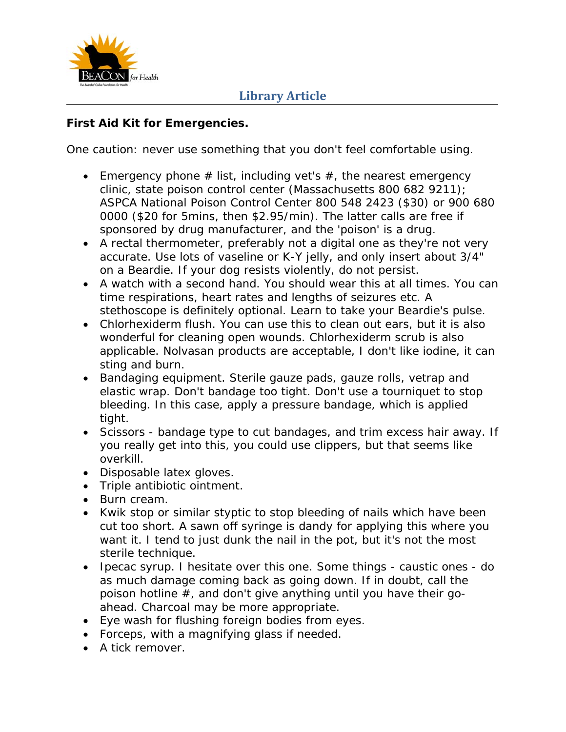**First Aid Kit for Emergencies.**

One caution: never use something that you don't feel comfortable using.

- Emergency phone # list, including vet's #, the nearest emergency clinic, state poison control center (Massachusetts 800 682 9211); ASPCA National Poison Control Center 800 548 2423 ($30) or 900 680 0000 ($20 for 5mins, then $2.95/min). The latter calls are free if sponsored by drug manufacturer, and the 'poison' is a drug.
- A rectal thermometer, preferably not a digital one as they're not very accurate. Use lots of vaseline or K-Y jelly, and only insert about 3/4" on a Beardie. If your dog resists violently, do not persist.
- A watch with a second hand. You should wear this at all times. You can time respirations, heart rates and lengths of seizures etc. A stethoscope is definitely optional. Learn to take your Beardie's pulse.
- Chlorhexiderm flush. You can use this to clean out ears, but it is also wonderful for cleaning open wounds. Chlorhexiderm scrub is also applicable. Nolvasan products are acceptable, I don't like iodine, it can sting and burn.
- Bandaging equipment. Sterile gauze pads, gauze rolls, vetrap and elastic wrap. Don't bandage too tight. Don't use a tourniquet to stop bleeding. In this case, apply a pressure bandage, which is applied tight.
- Scissors - bandage type to cut bandages, and trim excess hair away. If you really get into this, you could use clippers, but that seems like overkill.
- Disposable latex gloves.
- Triple antibiotic ointment.
- Burn cream.
- Kwik stop or similar styptic to stop bleeding of nails which have been cut too short. A sawn off syringe is dandy for applying this where you want it. I tend to just dunk the nail in the pot, but it's not the most sterile technique.
- Ipecac syrup. I hesitate over this one. Some things - caustic ones - do as much damage coming back as going down. If in doubt, call the poison hotline #, and don't give anything until you have their go-ahead. Charcoal may be more appropriate.
- Eye wash for flushing foreign bodies from eyes.
- Forceps, with a magnifying glass if needed.
- A tick remover.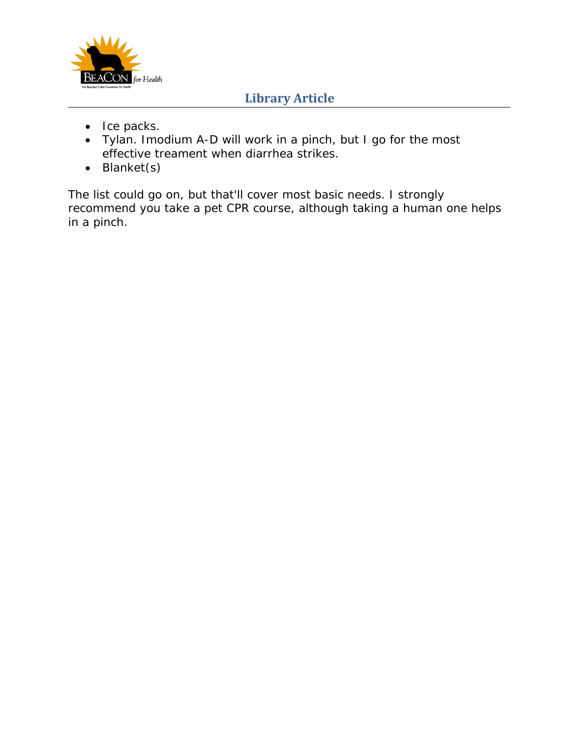- Ice packs.
- Tylan. Imodium A-D will work in a pinch, but I go for the most effective treament when diarrhea strikes.
- Blanket(s)

The list could go on, but that'll cover most basic needs. I strongly recommend you take a pet CPR course, although taking a human one helps in a pinch.